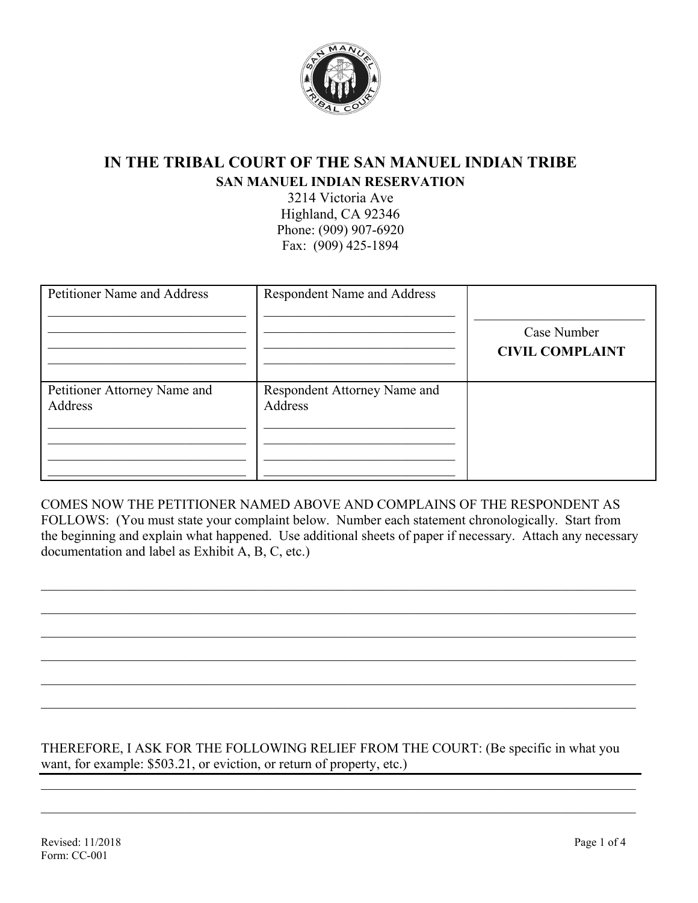# IN THE TRIBAL COURT OF THE SAN MANUEL INDIAN TRIBE

**SAN MANUEL INDIAN RESERVATION**

3214 Victoria Ave
Highland, CA 92346
Phone: (909) 907-6920
Fax: (909) 425-1894

| Petitioner Name and Address | Respondent Name and Address | Case Number<br>**CIVIL COMPLAINT** |
|---|---|---|
| ______________________________<br>______________________________<br>______________________________<br>______________________________ | ______________________________<br>______________________________<br>______________________________<br>______________________________ | ________________________ |
| Petitioner Attorney Name and Address | Respondent Attorney Name and Address | |
| ______________________________<br>______________________________<br>______________________________<br>______________________________ | ______________________________<br>______________________________<br>______________________________<br>______________________________ | |

COMES NOW THE PETITIONER NAMED ABOVE AND COMPLAINS OF THE RESPONDENT AS FOLLOWS: (You must state your complaint below. Number each statement chronologically. Start from the beginning and explain what happened. Use additional sheets of paper if necessary. Attach any necessary documentation and label as Exhibit A, B, C, etc.)

______________________________________________________________________________

______________________________________________________________________________

______________________________________________________________________________

______________________________________________________________________________

______________________________________________________________________________

______________________________________________________________________________

THEREFORE, I ASK FOR THE FOLLOWING RELIEF FROM THE COURT: (Be specific in what you want, for example: $503.21, or eviction, or return of property, etc.)

______________________________________________________________________________

______________________________________________________________________________

Revised: 11/2018
Form: CC-001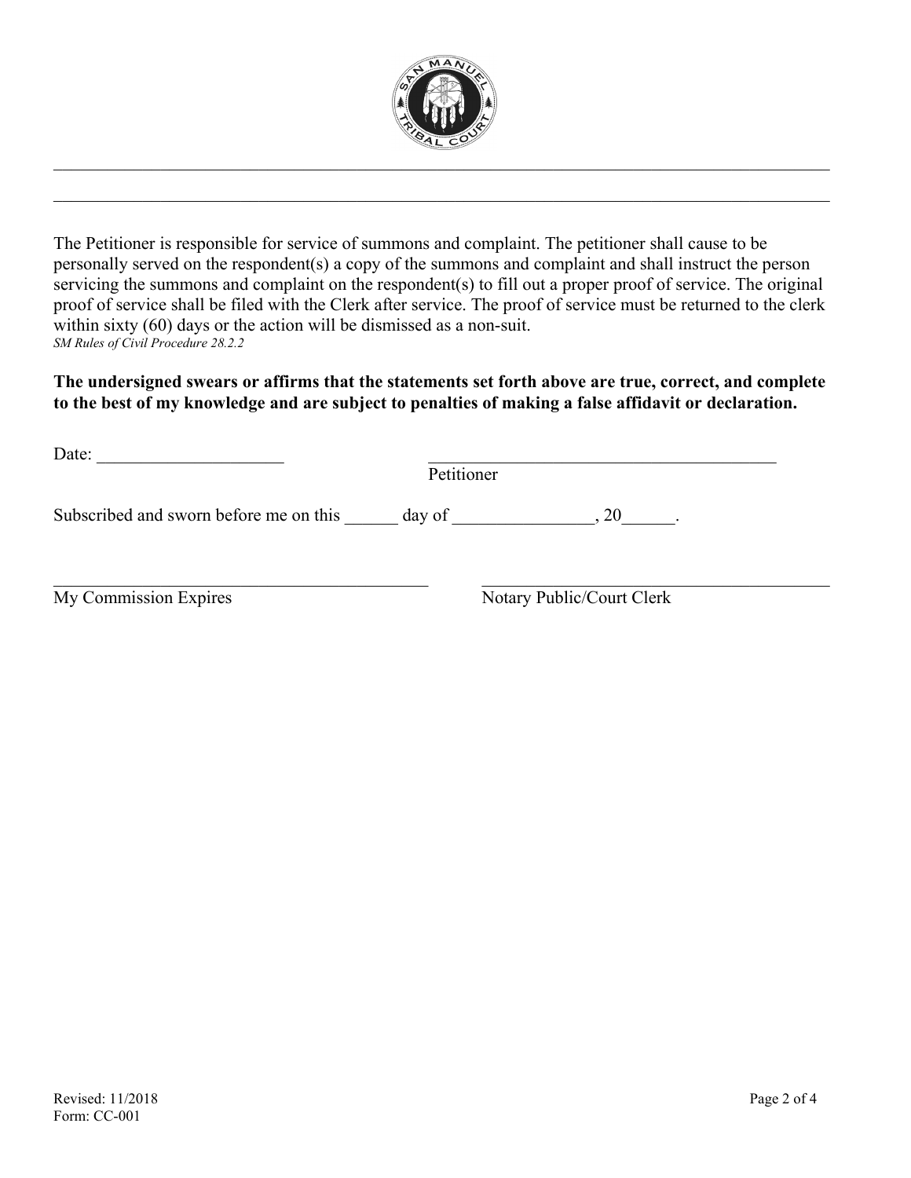________________________________________________________________________________

________________________________________________________________________________

The Petitioner is responsible for service of summons and complaint. The petitioner shall cause to be personally served on the respondent(s) a copy of the summons and complaint and shall instruct the person servicing the summons and complaint on the respondent(s) to fill out a proper proof of service. The original proof of service shall be filed with the Clerk after service. The proof of service must be returned to the clerk within sixty (60) days or the action will be dismissed as a non-suit.
*SM Rules of Civil Procedure 28.2.2*

**The undersigned swears or affirms that the statements set forth above are true, correct, and complete to the best of my knowledge and are subject to penalties of making a false affidavit or declaration.**

Date: ____________________ ________________________________________
Petitioner

Subscribed and sworn before me on this ______ day of ________________, 20______.

__________________________________________ __________________________________________
My Commission Expires Notary Public/Court Clerk

Revised: 11/2018
Form: CC-001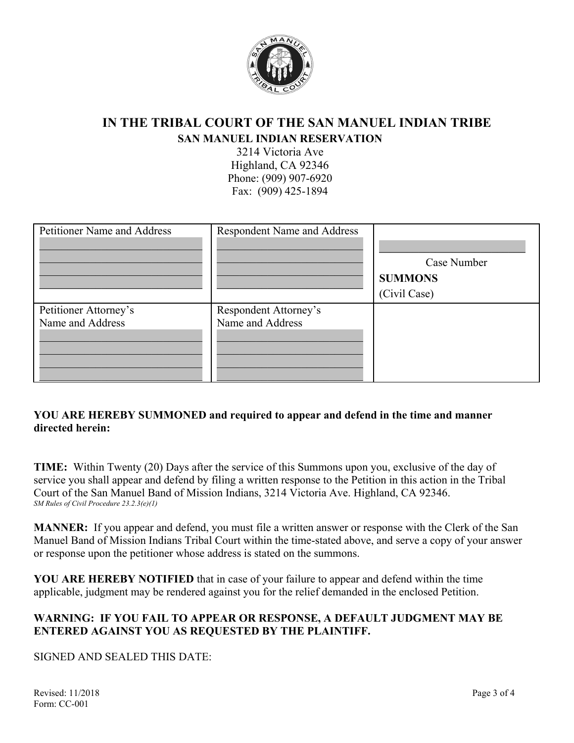# IN THE TRIBAL COURT OF THE SAN MANUEL INDIAN TRIBE

## SAN MANUEL INDIAN RESERVATION

3214 Victoria Ave
Highland, CA 92346
Phone: (909) 907-6920
Fax: (909) 425-1894

| Petitioner Name and Address | Respondent Name and Address | Case Number<br>**SUMMONS**<br>(Civil Case) |
|---|---|---|
| Petitioner Attorney's Name and Address | Respondent Attorney's Name and Address | |

**YOU ARE HEREBY SUMMONED and required to appear and defend in the time and manner directed herein:**

**TIME:** Within Twenty (20) Days after the service of this Summons upon you, exclusive of the day of service you shall appear and defend by filing a written response to the Petition in this action in the Tribal Court of the San Manuel Band of Mission Indians, 3214 Victoria Ave. Highland, CA 92346.
*SM Rules of Civil Procedure 23.2.3(e)(1)*

**MANNER:** If you appear and defend, you must file a written answer or response with the Clerk of the San Manuel Band of Mission Indians Tribal Court within the time-stated above, and serve a copy of your answer or response upon the petitioner whose address is stated on the summons.

**YOU ARE HEREBY NOTIFIED** that in case of your failure to appear and defend within the time applicable, judgment may be rendered against you for the relief demanded in the enclosed Petition.

**WARNING: IF YOU FAIL TO APPEAR OR RESPONSE, A DEFAULT JUDGMENT MAY BE ENTERED AGAINST YOU AS REQUESTED BY THE PLAINTIFF.**

SIGNED AND SEALED THIS DATE:

Revised: 11/2018
Form: CC-001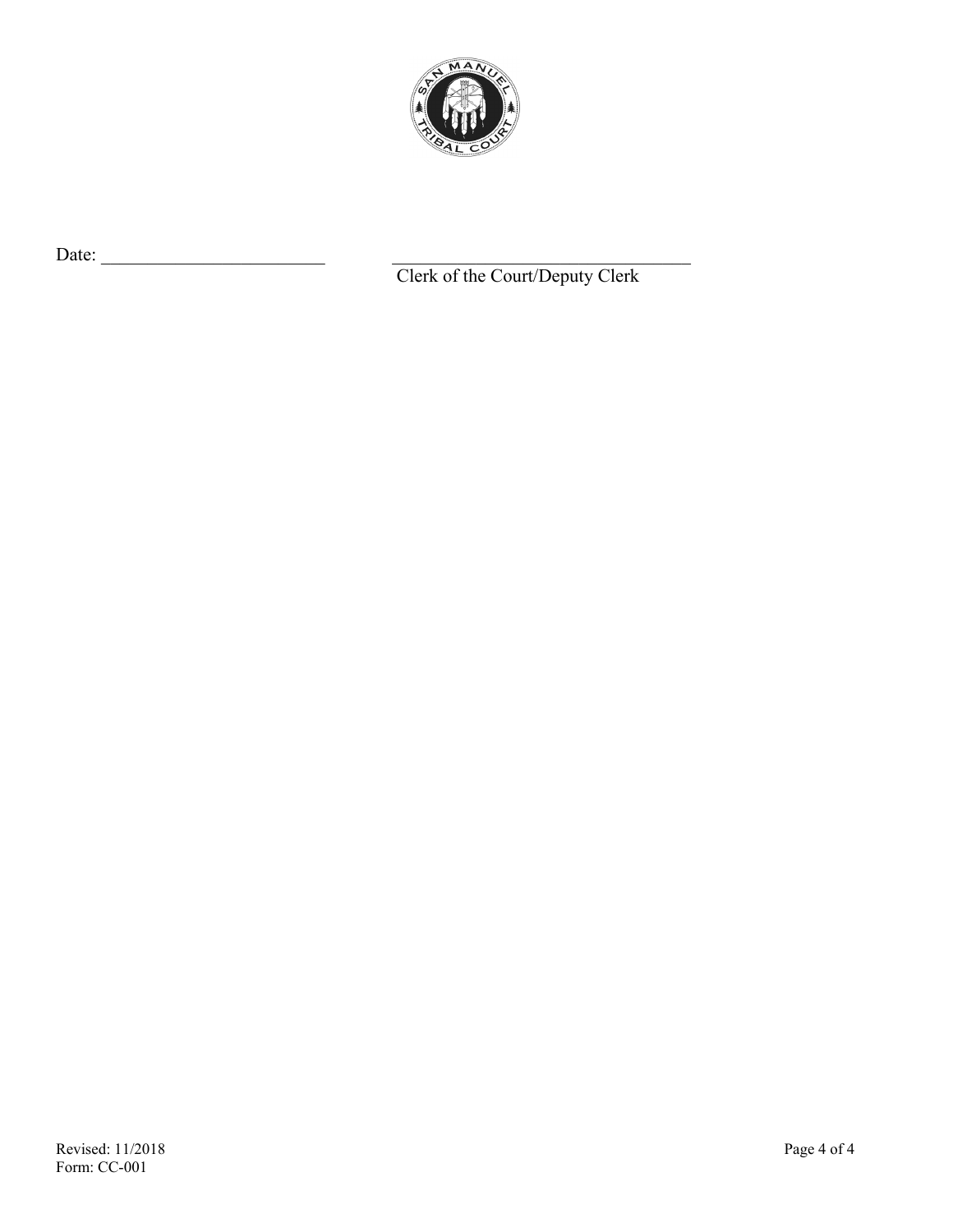Date: _________________________ _________________________________

Clerk of the Court/Deputy Clerk

Revised: 11/2018
Form: CC-001